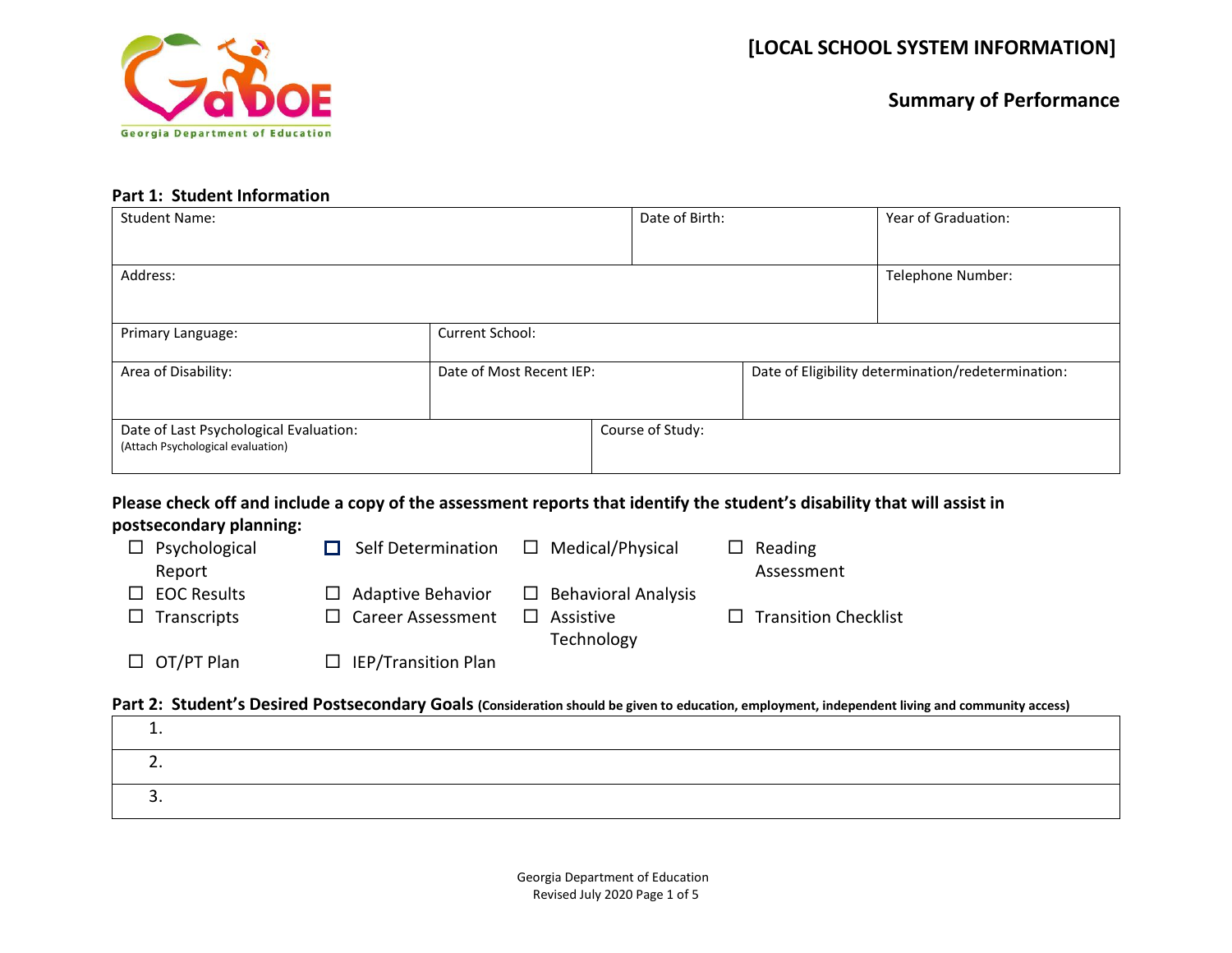**[LOCAL SCHOOL SYSTEM INFORMATION]**

## Summary of Performance

### Part 1: Student Information

| Student Name: | | Date of Birth: | Year of Graduation: |
|---|---|---|---|
| Address: | | | Telephone Number: |
| Primary Language: | Current School: | | |
| Area of Disability: | Date of Most Recent IEP: | Date of Eligibility determination/redetermination: | |
| Date of Last Psychological Evaluation: (Attach Psychological evaluation) | Course of Study: | | |

**Please check off and include a copy of the assessment reports that identify the student's disability that will assist in postsecondary planning:**

- ☐ Psychological Report
- ☐ Self Determination
- ☐ Medical/Physical
- ☐ Reading Assessment
- ☐ EOC Results
- ☐ Adaptive Behavior
- ☐ Behavioral Analysis
- ☐ Transcripts
- ☐ Career Assessment
- ☐ Assistive Technology
- ☐ Transition Checklist
- ☐ OT/PT Plan
- ☐ IEP/Transition Plan

### Part 2: Student's Desired Postsecondary Goals (Consideration should be given to education, employment, independent living and community access)

| |
|---|
| 1. |
| 2. |
| 3. |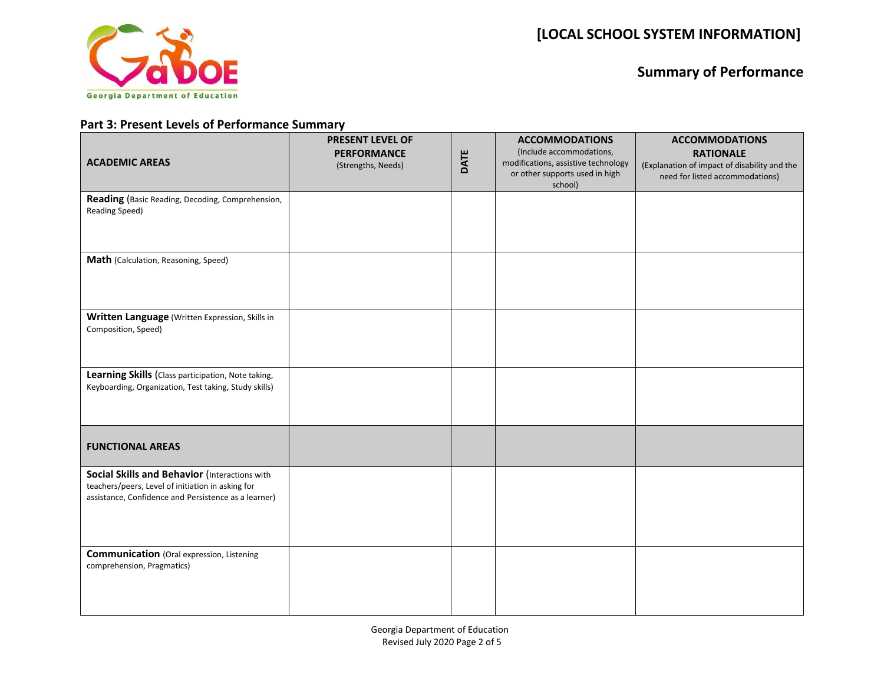**[LOCAL SCHOOL SYSTEM INFORMATION]**

## Summary of Performance

### Part 3: Present Levels of Performance Summary

| ACADEMIC AREAS | PRESENT LEVEL OF PERFORMANCE (Strengths, Needs) | DATE | ACCOMMODATIONS (Include accommodations, modifications, assistive technology or other supports used in high school) | ACCOMMODATIONS RATIONALE (Explanation of impact of disability and the need for listed accommodations) |
|---|---|---|---|---|
| **Reading** (Basic Reading, Decoding, Comprehension, Reading Speed) | | | | |
| **Math** (Calculation, Reasoning, Speed) | | | | |
| **Written Language** (Written Expression, Skills in Composition, Speed) | | | | |
| **Learning Skills** (Class participation, Note taking, Keyboarding, Organization, Test taking, Study skills) | | | | |
| **FUNCTIONAL AREAS** | | | | |
| **Social Skills and Behavior** (Interactions with teachers/peers, Level of initiation in asking for assistance, Confidence and Persistence as a learner) | | | | |
| **Communication** (Oral expression, Listening comprehension, Pragmatics) | | | | |

Georgia Department of Education
Revised July 2020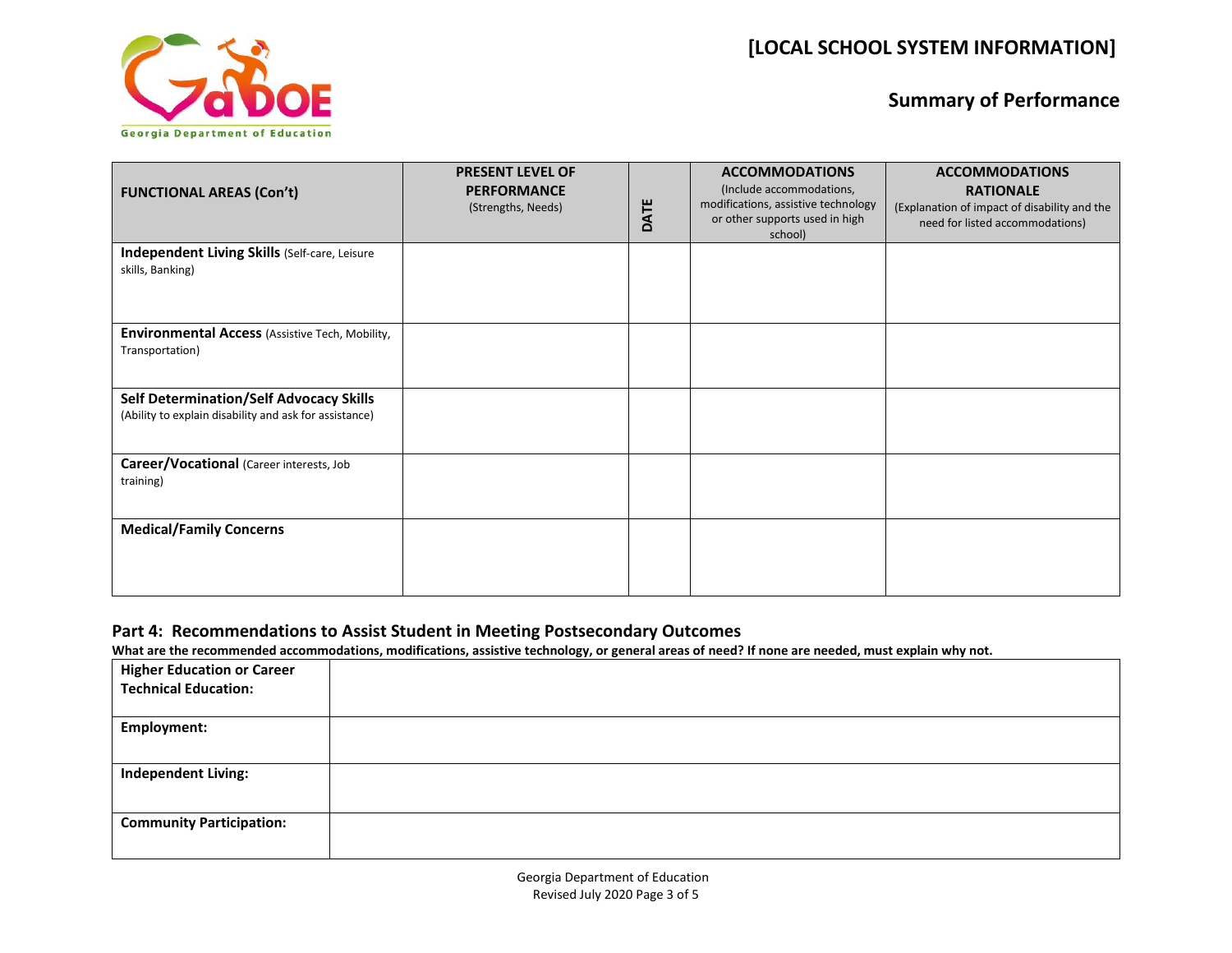**[LOCAL SCHOOL SYSTEM INFORMATION]**

## Summary of Performance

| **FUNCTIONAL AREAS (Con't)** | **PRESENT LEVEL OF PERFORMANCE** (Strengths, Needs) | **DATE** | **ACCOMMODATIONS** (Include accommodations, modifications, assistive technology or other supports used in high school) | **ACCOMMODATIONS RATIONALE** (Explanation of impact of disability and the need for listed accommodations) |
|---|---|---|---|---|
| **Independent Living Skills** (Self-care, Leisure skills, Banking) | | | | |
| **Environmental Access** (Assistive Tech, Mobility, Transportation) | | | | |
| **Self Determination/Self Advocacy Skills** (Ability to explain disability and ask for assistance) | | | | |
| **Career/Vocational** (Career interests, Job training) | | | | |
| **Medical/Family Concerns** | | | | |

### Part 4: Recommendations to Assist Student in Meeting Postsecondary Outcomes

**What are the recommended accommodations, modifications, assistive technology, or general areas of need? If none are needed, must explain why not.**

| | |
|---|---|
| **Higher Education or Career Technical Education:** | |
| **Employment:** | |
| **Independent Living:** | |
| **Community Participation:** | |

Georgia Department of Education
Revised July 2020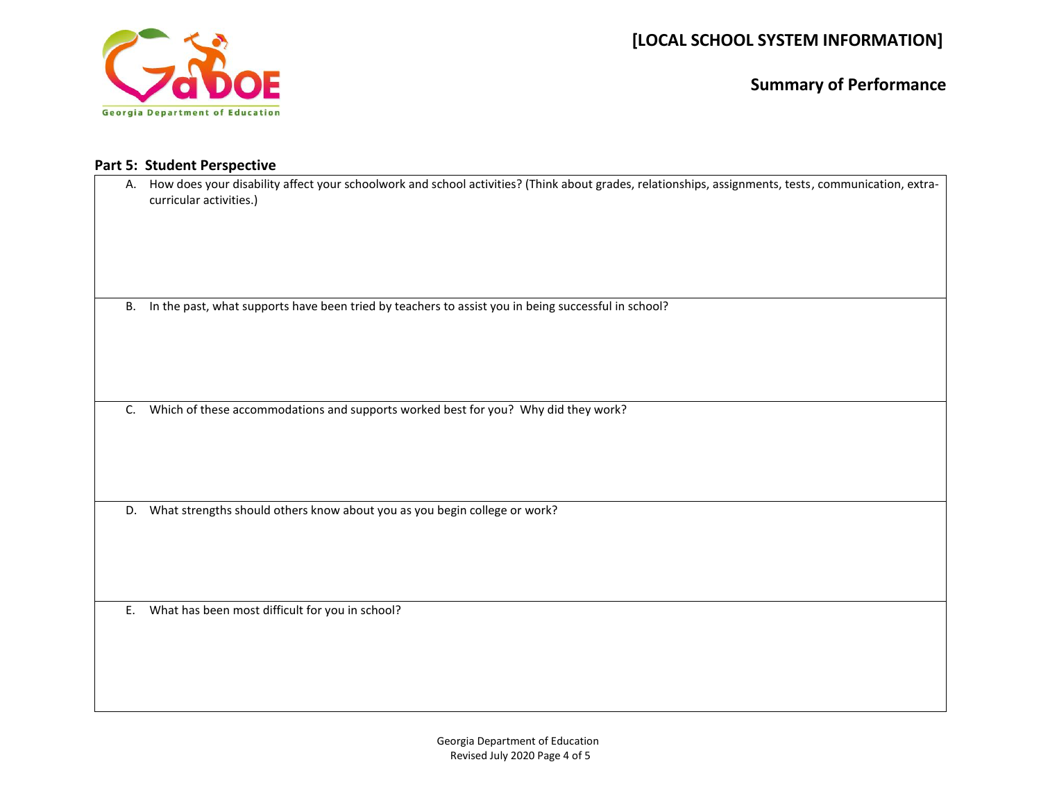**[LOCAL SCHOOL SYSTEM INFORMATION]**

**Summary of Performance**

## Part 5: Student Perspective

| |
|---|
| A. How does your disability affect your schoolwork and school activities? (Think about grades, relationships, assignments, tests, communication, extra-curricular activities.) |
| B. In the past, what supports have been tried by teachers to assist you in being successful in school? |
| C. Which of these accommodations and supports worked best for you? Why did they work? |
| D. What strengths should others know about you as you begin college or work? |
| E. What has been most difficult for you in school? |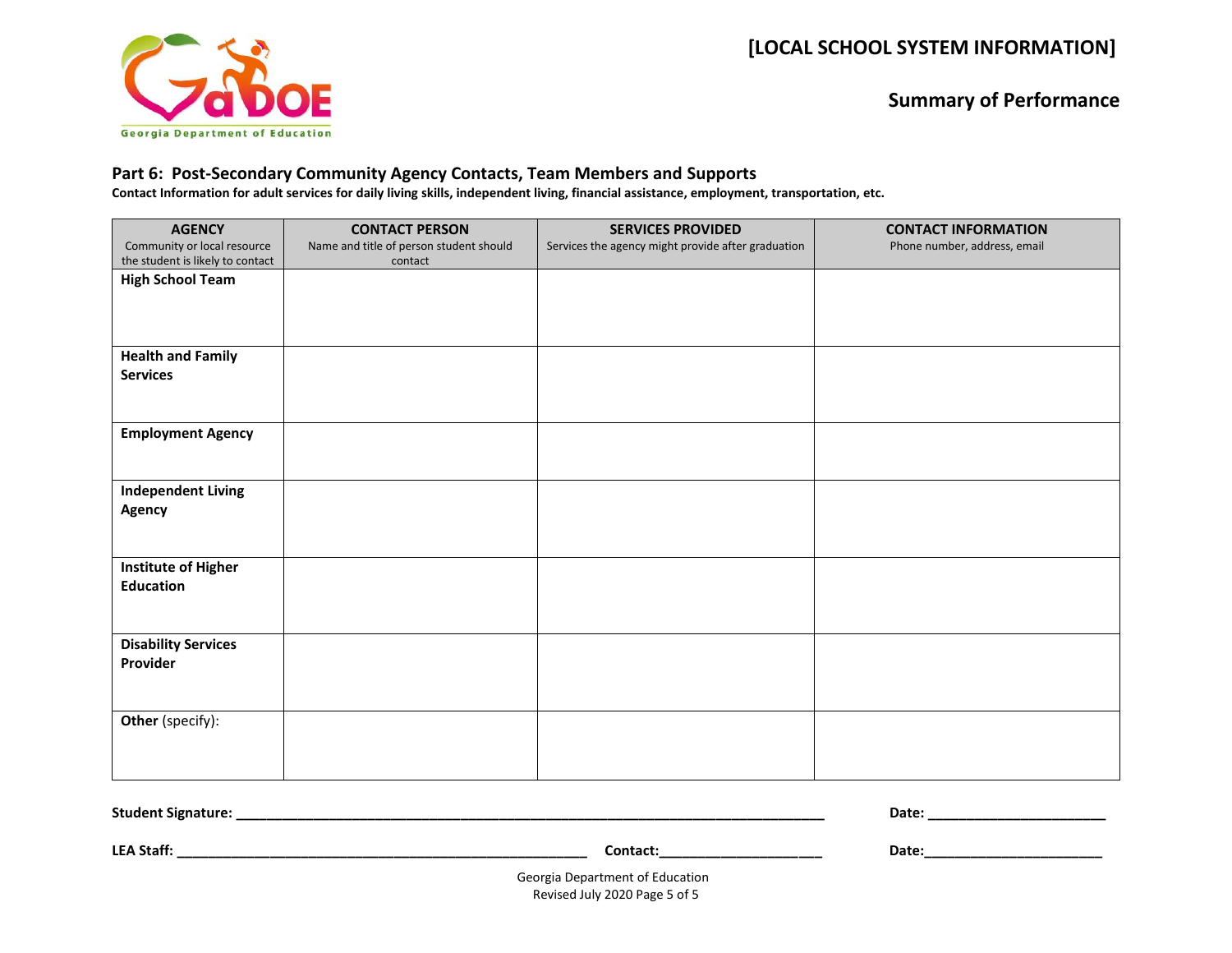[LOCAL SCHOOL SYSTEM INFORMATION]

**Summary of Performance**

## Part 6: Post-Secondary Community Agency Contacts, Team Members and Supports

**Contact Information for adult services for daily living skills, independent living, financial assistance, employment, transportation, etc.**

| **AGENCY** Community or local resource the student is likely to contact | **CONTACT PERSON** Name and title of person student should contact | **SERVICES PROVIDED** Services the agency might provide after graduation | **CONTACT INFORMATION** Phone number, address, email |
|---|---|---|---|
| **High School Team** | | | |
| **Health and Family Services** | | | |
| **Employment Agency** | | | |
| **Independent Living Agency** | | | |
| **Institute of Higher Education** | | | |
| **Disability Services Provider** | | | |
| **Other** (specify): | | | |

**Student Signature:** ________________________________________________________________ **Date:** ____________________

**LEA Staff:** ____________________________________________ **Contact:** __________________ **Date:** ____________________

Georgia Department of Education
Revised July 2020